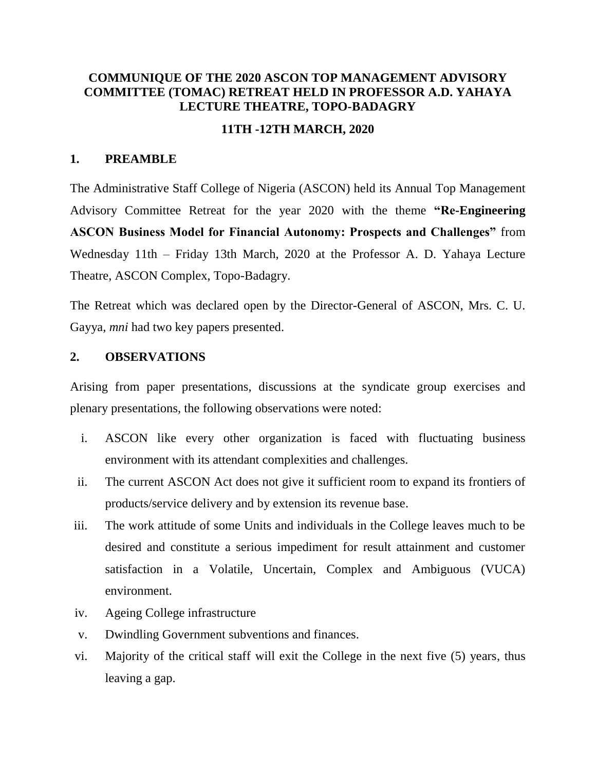# COMMUNIQUE OF THE 2020 ASCON TOP MANAGEMENT ADVISORY COMMITTEE (TOMAC) RETREAT HELD IN PROFESSOR A.D. YAHAYA LECTURE THEATRE, TOPO-BADAGRY

## 11TH -12TH MARCH, 2020

## 1. PREAMBLE

The Administrative Staff College of Nigeria (ASCON) held its Annual Top Management Advisory Committee Retreat for the year 2020 with the theme **"Re-Engineering ASCON Business Model for Financial Autonomy: Prospects and Challenges"** from Wednesday 11th – Friday 13th March, 2020 at the Professor A. D. Yahaya Lecture Theatre, ASCON Complex, Topo-Badagry.

The Retreat which was declared open by the Director-General of ASCON, Mrs. C. U. Gayya, *mni* had two key papers presented.

## 2. OBSERVATIONS

Arising from paper presentations, discussions at the syndicate group exercises and plenary presentations, the following observations were noted:

i. ASCON like every other organization is faced with fluctuating business environment with its attendant complexities and challenges.

ii. The current ASCON Act does not give it sufficient room to expand its frontiers of products/service delivery and by extension its revenue base.

iii. The work attitude of some Units and individuals in the College leaves much to be desired and constitute a serious impediment for result attainment and customer satisfaction in a Volatile, Uncertain, Complex and Ambiguous (VUCA) environment.

iv. Ageing College infrastructure

v. Dwindling Government subventions and finances.

vi. Majority of the critical staff will exit the College in the next five (5) years, thus leaving a gap.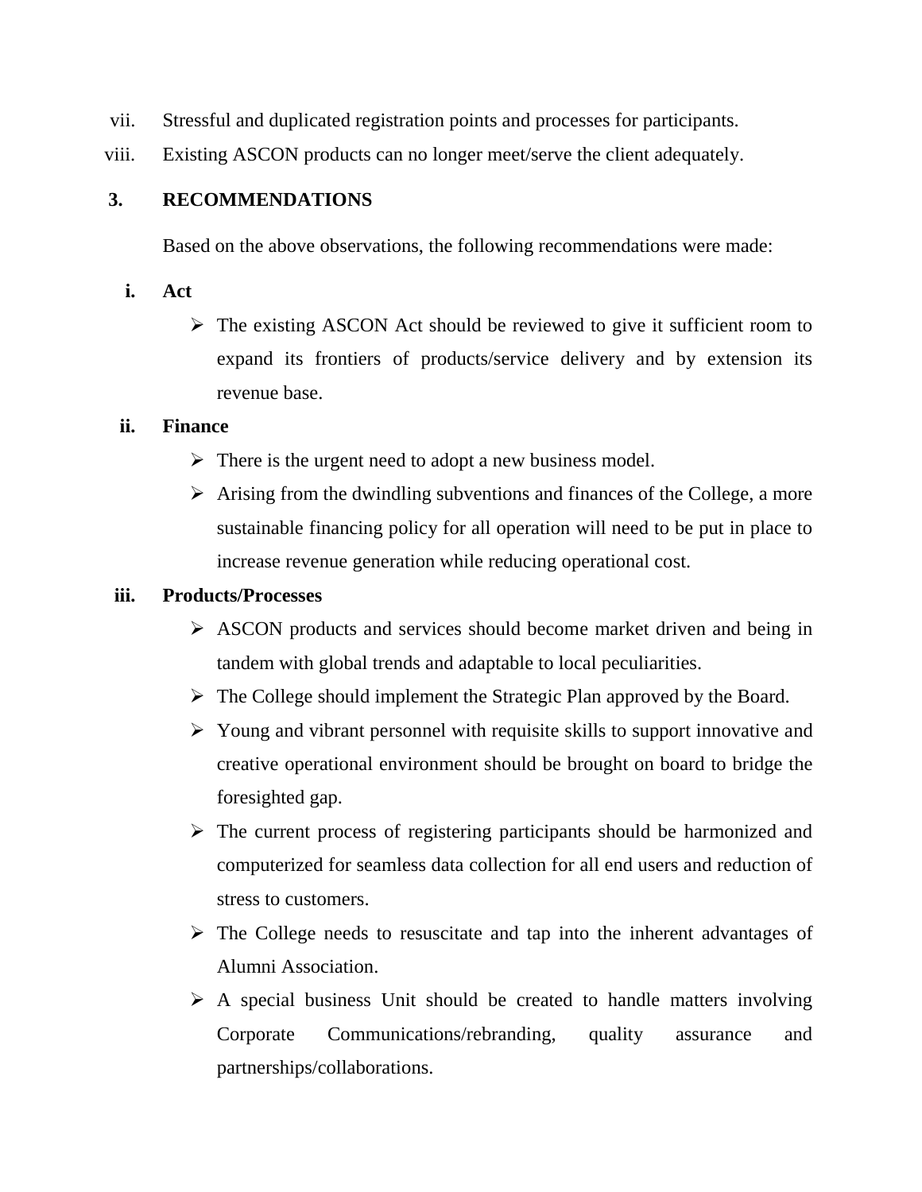vii. Stressful and duplicated registration points and processes for participants.

viii. Existing ASCON products can no longer meet/serve the client adequately.

## 3. RECOMMENDATIONS

Based on the above observations, the following recommendations were made:

**i. Act**

- The existing ASCON Act should be reviewed to give it sufficient room to expand its frontiers of products/service delivery and by extension its revenue base.

**ii. Finance**

- There is the urgent need to adopt a new business model.
- Arising from the dwindling subventions and finances of the College, a more sustainable financing policy for all operation will need to be put in place to increase revenue generation while reducing operational cost.

**iii. Products/Processes**

- ASCON products and services should become market driven and being in tandem with global trends and adaptable to local peculiarities.
- The College should implement the Strategic Plan approved by the Board.
- Young and vibrant personnel with requisite skills to support innovative and creative operational environment should be brought on board to bridge the foresighted gap.
- The current process of registering participants should be harmonized and computerized for seamless data collection for all end users and reduction of stress to customers.
- The College needs to resuscitate and tap into the inherent advantages of Alumni Association.
- A special business Unit should be created to handle matters involving Corporate Communications/rebranding, quality assurance and partnerships/collaborations.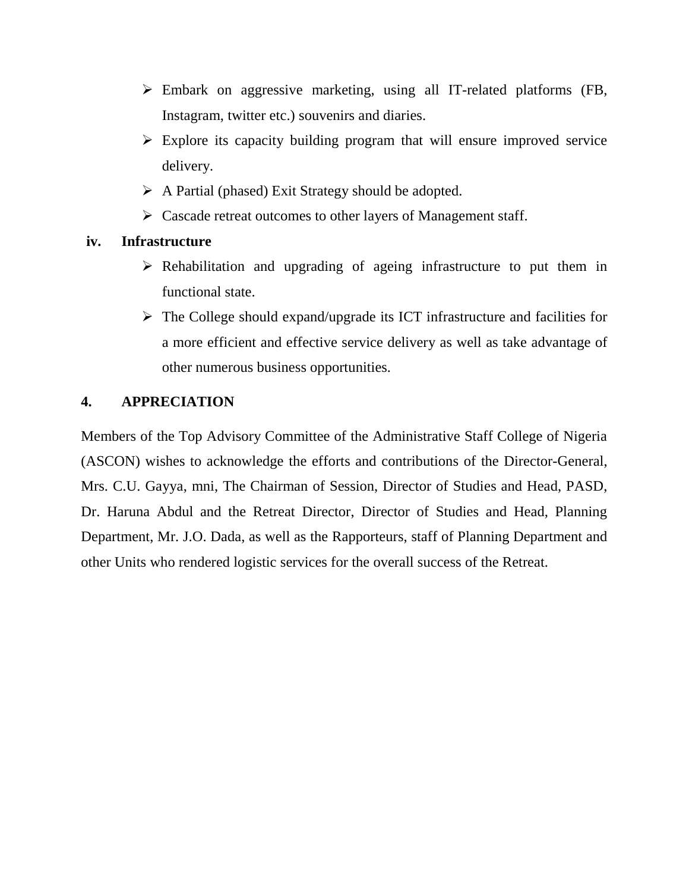- Embark on aggressive marketing, using all IT-related platforms (FB, Instagram, twitter etc.) souvenirs and diaries.
- Explore its capacity building program that will ensure improved service delivery.
- A Partial (phased) Exit Strategy should be adopted.
- Cascade retreat outcomes to other layers of Management staff.

**iv. Infrastructure**

- Rehabilitation and upgrading of ageing infrastructure to put them in functional state.
- The College should expand/upgrade its ICT infrastructure and facilities for a more efficient and effective service delivery as well as take advantage of other numerous business opportunities.

## 4. APPRECIATION

Members of the Top Advisory Committee of the Administrative Staff College of Nigeria (ASCON) wishes to acknowledge the efforts and contributions of the Director-General, Mrs. C.U. Gayya, mni, The Chairman of Session, Director of Studies and Head, PASD, Dr. Haruna Abdul and the Retreat Director, Director of Studies and Head, Planning Department, Mr. J.O. Dada, as well as the Rapporteurs, staff of Planning Department and other Units who rendered logistic services for the overall success of the Retreat.